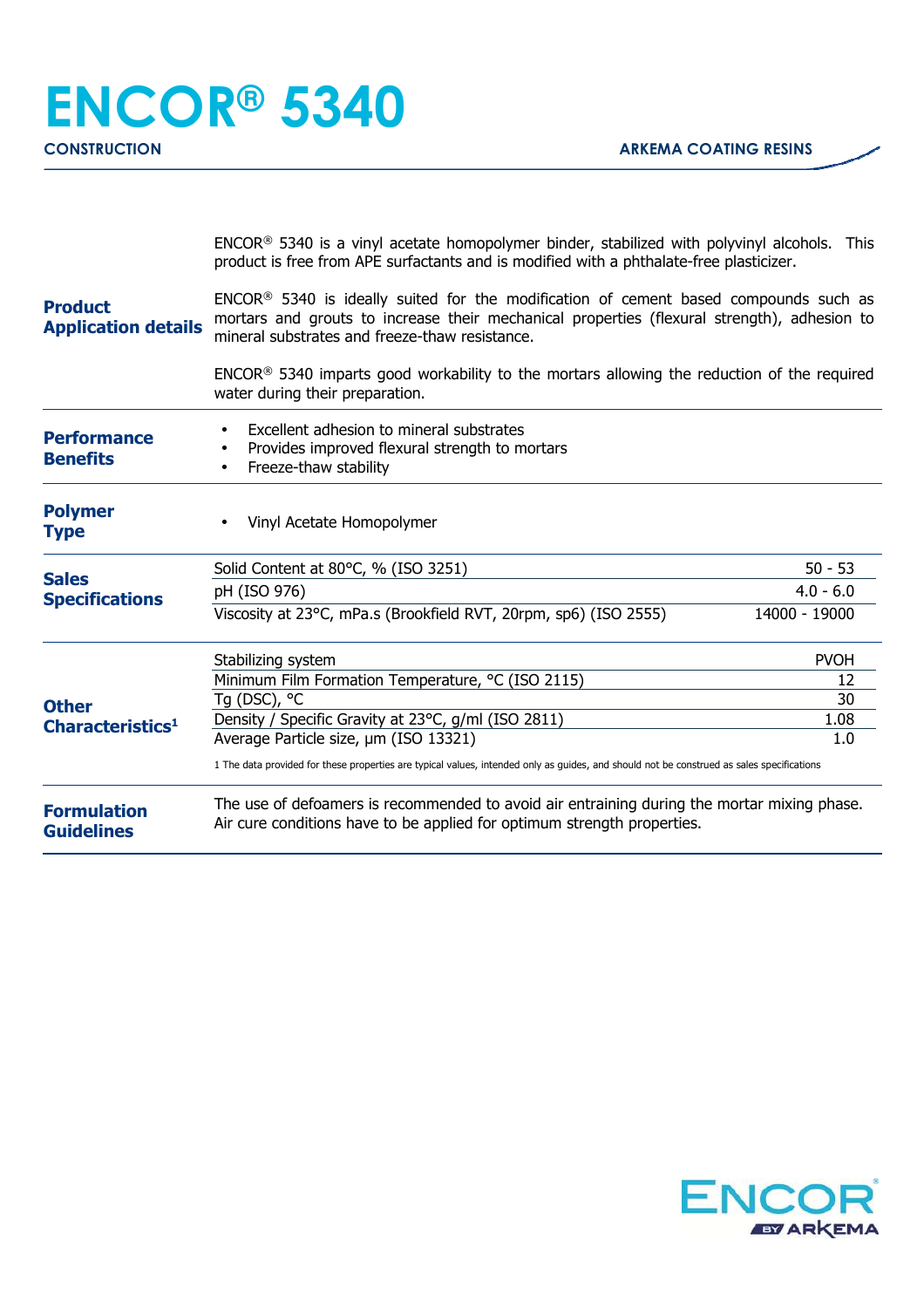# ENCOR® 5340

**CONSTRUCTION** — **ARKEMA COATING RESINS**

## Product Application details

ENCOR® 5340 is a vinyl acetate homopolymer binder, stabilized with polyvinyl alcohols. This product is free from APE surfactants and is modified with a phthalate-free plasticizer.

ENCOR® 5340 is ideally suited for the modification of cement based compounds such as mortars and grouts to increase their mechanical properties (flexural strength), adhesion to mineral substrates and freeze-thaw resistance.

ENCOR® 5340 imparts good workability to the mortars allowing the reduction of the required water during their preparation.

## Performance Benefits

- Excellent adhesion to mineral substrates
- Provides improved flexural strength to mortars
- Freeze-thaw stability

## Polymer Type

- Vinyl Acetate Homopolymer

## Sales Specifications

| Property | Value |
|---|---|
| Solid Content at 80°C, % (ISO 3251) | 50 - 53 |
| pH (ISO 976) | 4.0 - 6.0 |
| Viscosity at 23°C, mPa.s (Brookfield RVT, 20rpm, sp6) (ISO 2555) | 14000 - 19000 |

## Other Characteristics[1]

| Property | Value |
|---|---|
| Stabilizing system | PVOH |
| Minimum Film Formation Temperature, °C (ISO 2115) | 12 |
| Tg (DSC), °C | 30 |
| Density / Specific Gravity at 23°C, g/ml (ISO 2811) | 1.08 |
| Average Particle size, µm (ISO 13321) | 1.0 |

1 The data provided for these properties are typical values, intended only as guides, and should not be construed as sales specifications

## Formulation Guidelines

The use of defoamers is recommended to avoid air entraining during the mortar mixing phase. Air cure conditions have to be applied for optimum strength properties.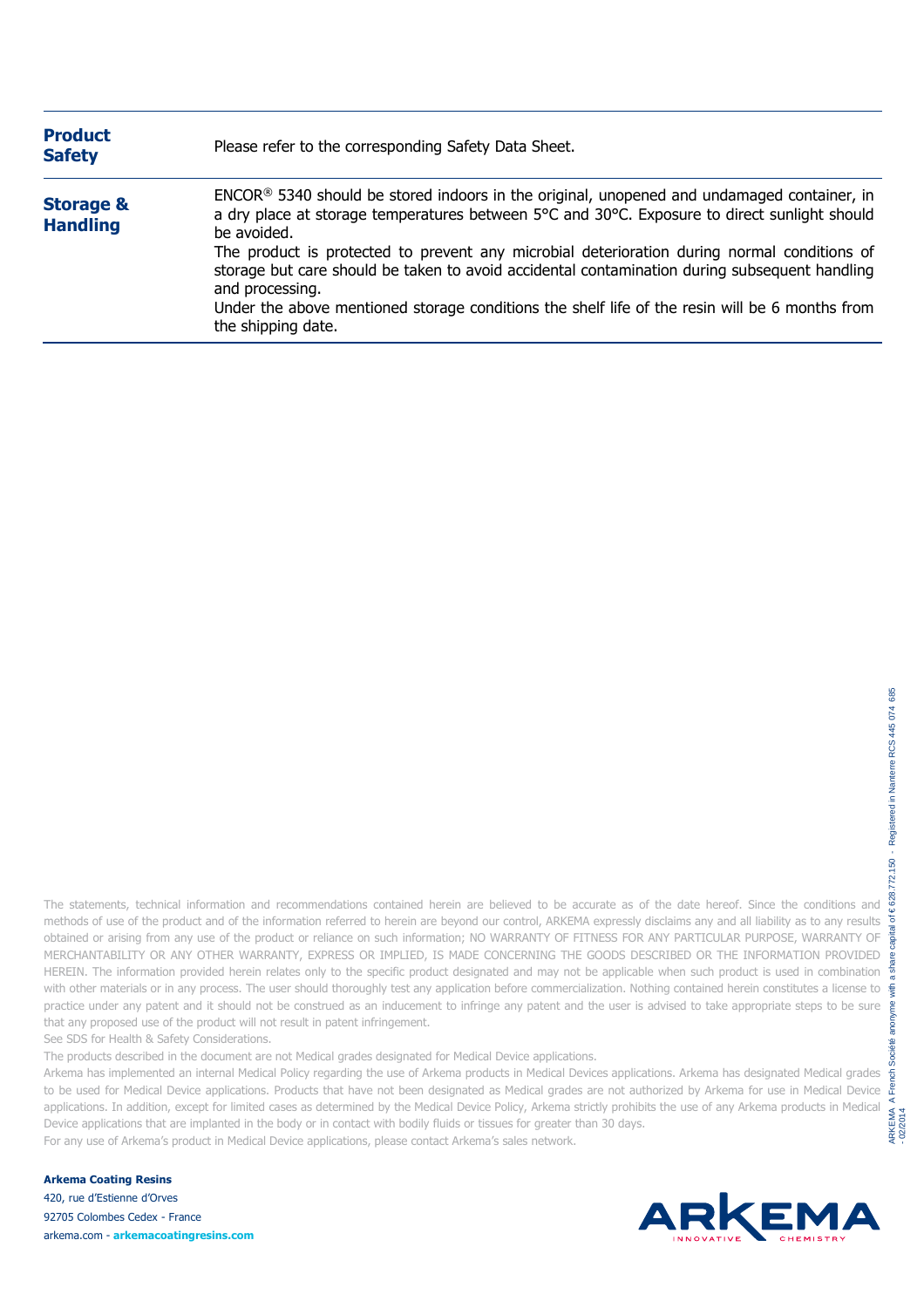| | |
|---|---|
| **Product Safety** | Please refer to the corresponding Safety Data Sheet. |
| **Storage & Handling** | ENCOR® 5340 should be stored indoors in the original, unopened and undamaged container, in a dry place at storage temperatures between 5°C and 30°C. Exposure to direct sunlight should be avoided.<br>The product is protected to prevent any microbial deterioration during normal conditions of storage but care should be taken to avoid accidental contamination during subsequent handling and processing.<br>Under the above mentioned storage conditions the shelf life of the resin will be 6 months from the shipping date. |

The statements, technical information and recommendations contained herein are believed to be accurate as of the date hereof. Since the conditions and methods of use of the product and of the information referred to herein are beyond our control, ARKEMA expressly disclaims any and all liability as to any results obtained or arising from any use of the product or reliance on such information; NO WARRANTY OF FITNESS FOR ANY PARTICULAR PURPOSE, WARRANTY OF MERCHANTABILITY OR ANY OTHER WARRANTY, EXPRESS OR IMPLIED, IS MADE CONCERNING THE GOODS DESCRIBED OR THE INFORMATION PROVIDED HEREIN. The information provided herein relates only to the specific product designated and may not be applicable when such product is used in combination with other materials or in any process. The user should thoroughly test any application before commercialization. Nothing contained herein constitutes a license to practice under any patent and it should not be construed as an inducement to infringe any patent and the user is advised to take appropriate steps to be sure that any proposed use of the product will not result in patent infringement.
See SDS for Health & Safety Considerations.

The products described in the document are not Medical grades designated for Medical Device applications.
Arkema has implemented an internal Medical Policy regarding the use of Arkema products in Medical Devices applications. Arkema has designated Medical grades to be used for Medical Device applications. Products that have not been designated as Medical grades are not authorized by Arkema for use in Medical Device applications. In addition, except for limited cases as determined by the Medical Device Policy, Arkema strictly prohibits the use of any Arkema products in Medical Device applications that are implanted in the body or in contact with bodily fluids or tissues for greater than 30 days.
For any use of Arkema's product in Medical Device applications, please contact Arkema's sales network.

**Arkema Coating Resins**
420, rue d'Estienne d'Orves
92705 Colombes Cedex - France
arkema.com - **arkemacoatingresins.com**

ARKEMA A French Société anonyme with a share capital of € 628.772.150 - Registered in Nanterre RCS 445 074 685 - 02/2014